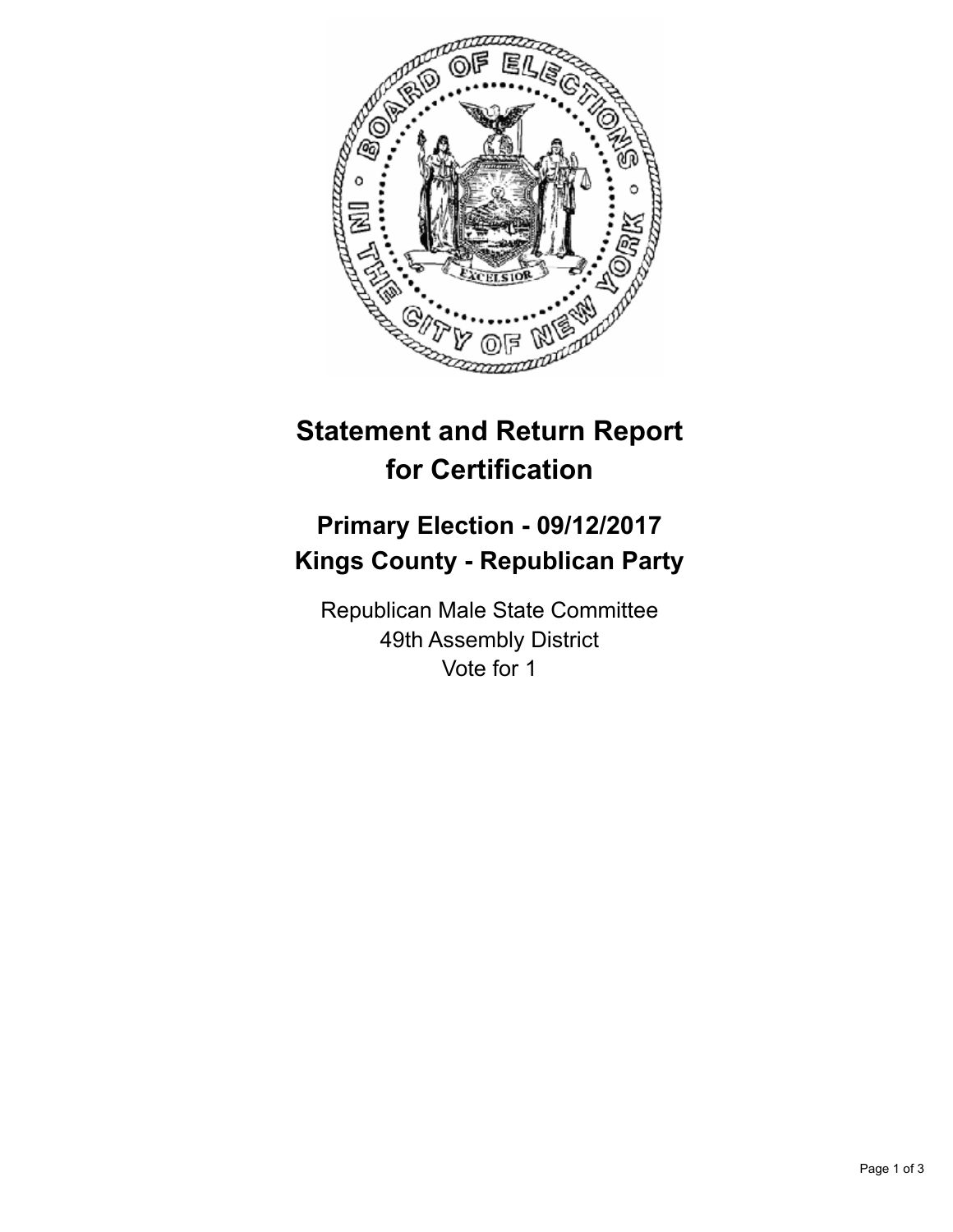# Statement and Return Report for Certification

## Primary Election - 09/12/2017
## Kings County - Republican Party

Republican Male State Committee
49th Assembly District
Vote for 1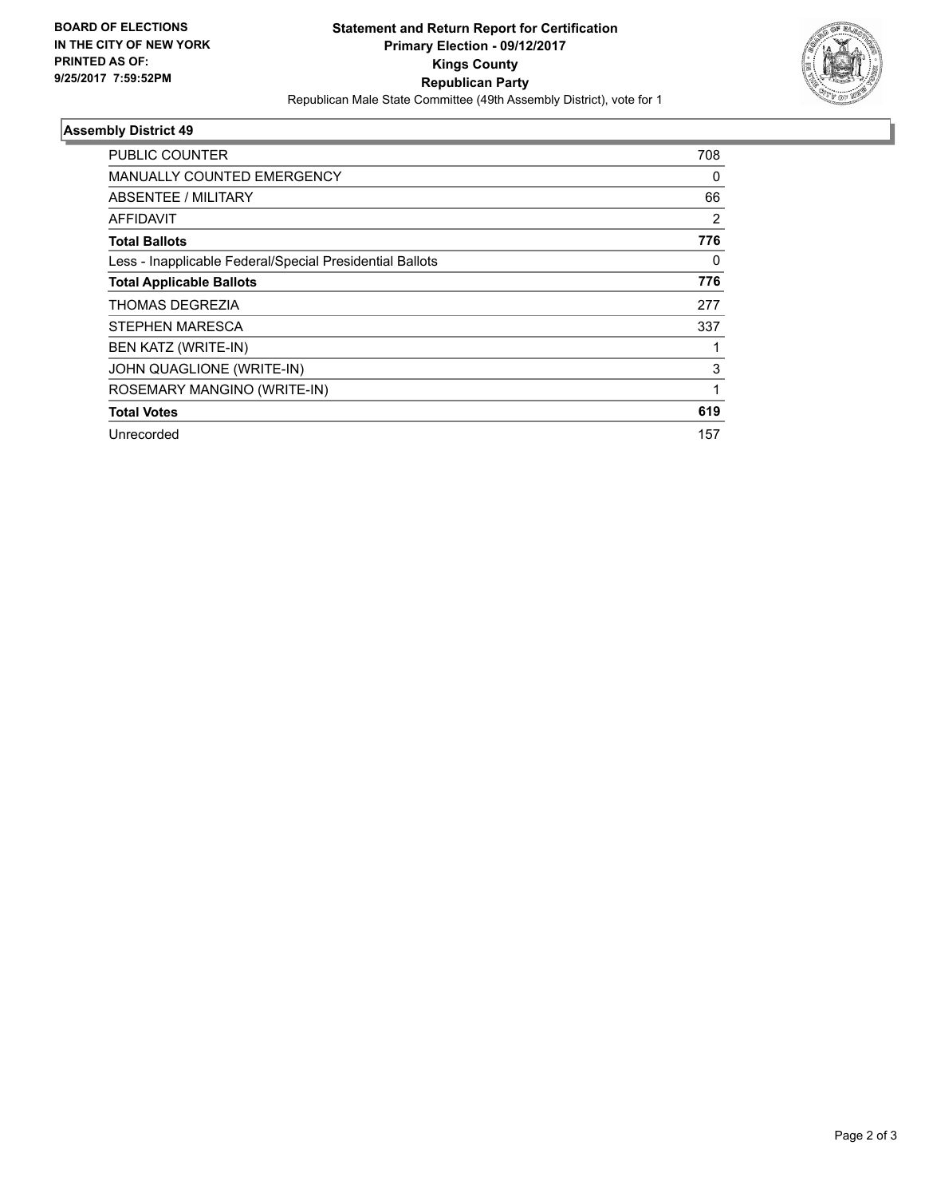**BOARD OF ELECTIONS IN THE CITY OF NEW YORK PRINTED AS OF: 9/25/2017 7:59:52PM**

**Statement and Return Report for Certification**
**Primary Election - 09/12/2017**
**Kings County**
**Republican Party**
Republican Male State Committee (49th Assembly District), vote for 1

### Assembly District 49

| | |
|---|---|
| PUBLIC COUNTER | 708 |
| MANUALLY COUNTED EMERGENCY | 0 |
| ABSENTEE / MILITARY | 66 |
| AFFIDAVIT | 2 |
| **Total Ballots** | **776** |
| Less - Inapplicable Federal/Special Presidential Ballots | 0 |
| **Total Applicable Ballots** | **776** |
| THOMAS DEGREZIA | 277 |
| STEPHEN MARESCA | 337 |
| BEN KATZ (WRITE-IN) | 1 |
| JOHN QUAGLIONE (WRITE-IN) | 3 |
| ROSEMARY MANGINO (WRITE-IN) | 1 |
| **Total Votes** | **619** |
| Unrecorded | 157 |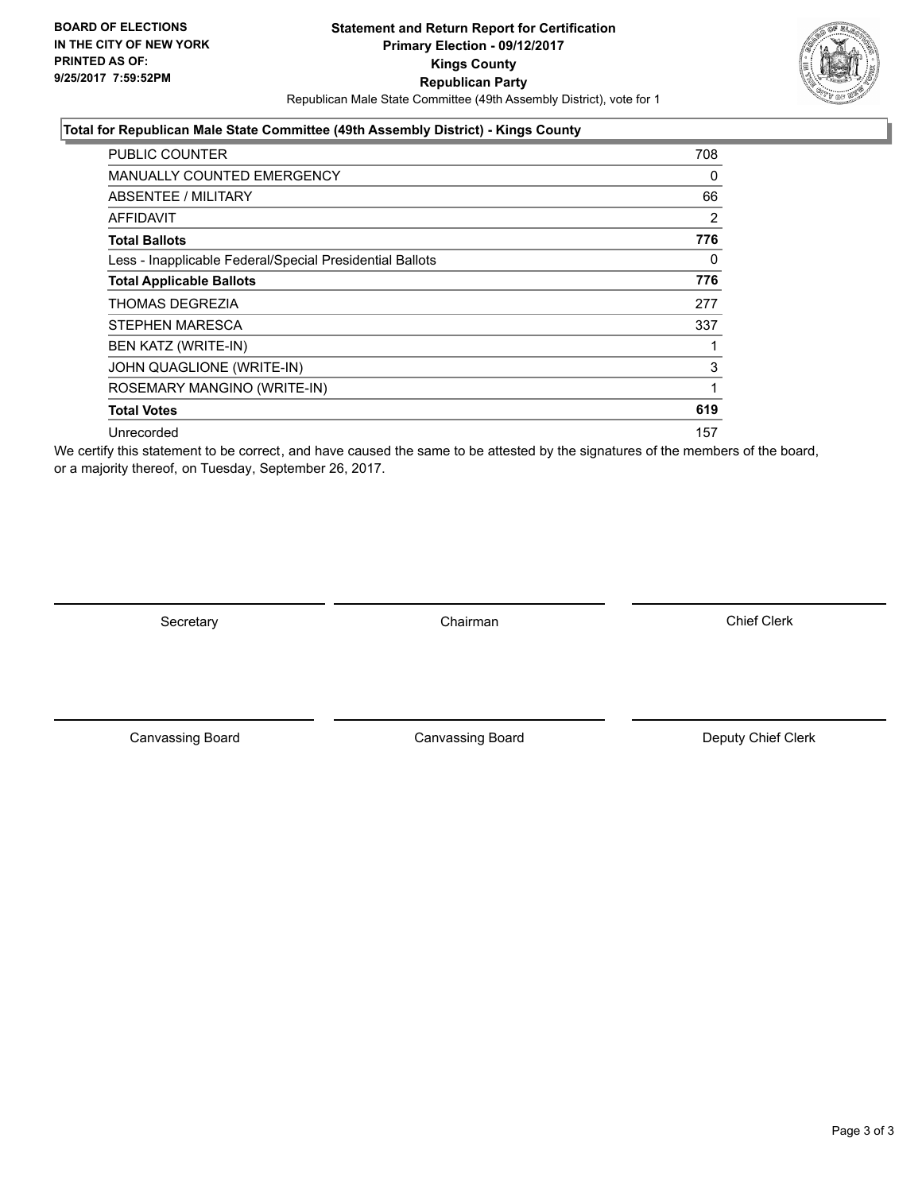**BOARD OF ELECTIONS IN THE CITY OF NEW YORK PRINTED AS OF: 9/25/2017 7:59:52PM**

**Statement and Return Report for Certification**
**Primary Election - 09/12/2017**
**Kings County**
**Republican Party**
Republican Male State Committee (49th Assembly District), vote for 1

**Total for Republican Male State Committee (49th Assembly District) - Kings County**

| | |
|---|---|
| PUBLIC COUNTER | 708 |
| MANUALLY COUNTED EMERGENCY | 0 |
| ABSENTEE / MILITARY | 66 |
| AFFIDAVIT | 2 |
| **Total Ballots** | **776** |
| Less - Inapplicable Federal/Special Presidential Ballots | 0 |
| **Total Applicable Ballots** | **776** |
| THOMAS DEGREZIA | 277 |
| STEPHEN MARESCA | 337 |
| BEN KATZ (WRITE-IN) | 1 |
| JOHN QUAGLIONE (WRITE-IN) | 3 |
| ROSEMARY MANGINO (WRITE-IN) | 1 |
| **Total Votes** | **619** |
| Unrecorded | 157 |

We certify this statement to be correct, and have caused the same to be attested by the signatures of the members of the board, or a majority thereof, on Tuesday, September 26, 2017.

Secretary

Chairman

Chief Clerk

Canvassing Board

Canvassing Board

Deputy Chief Clerk